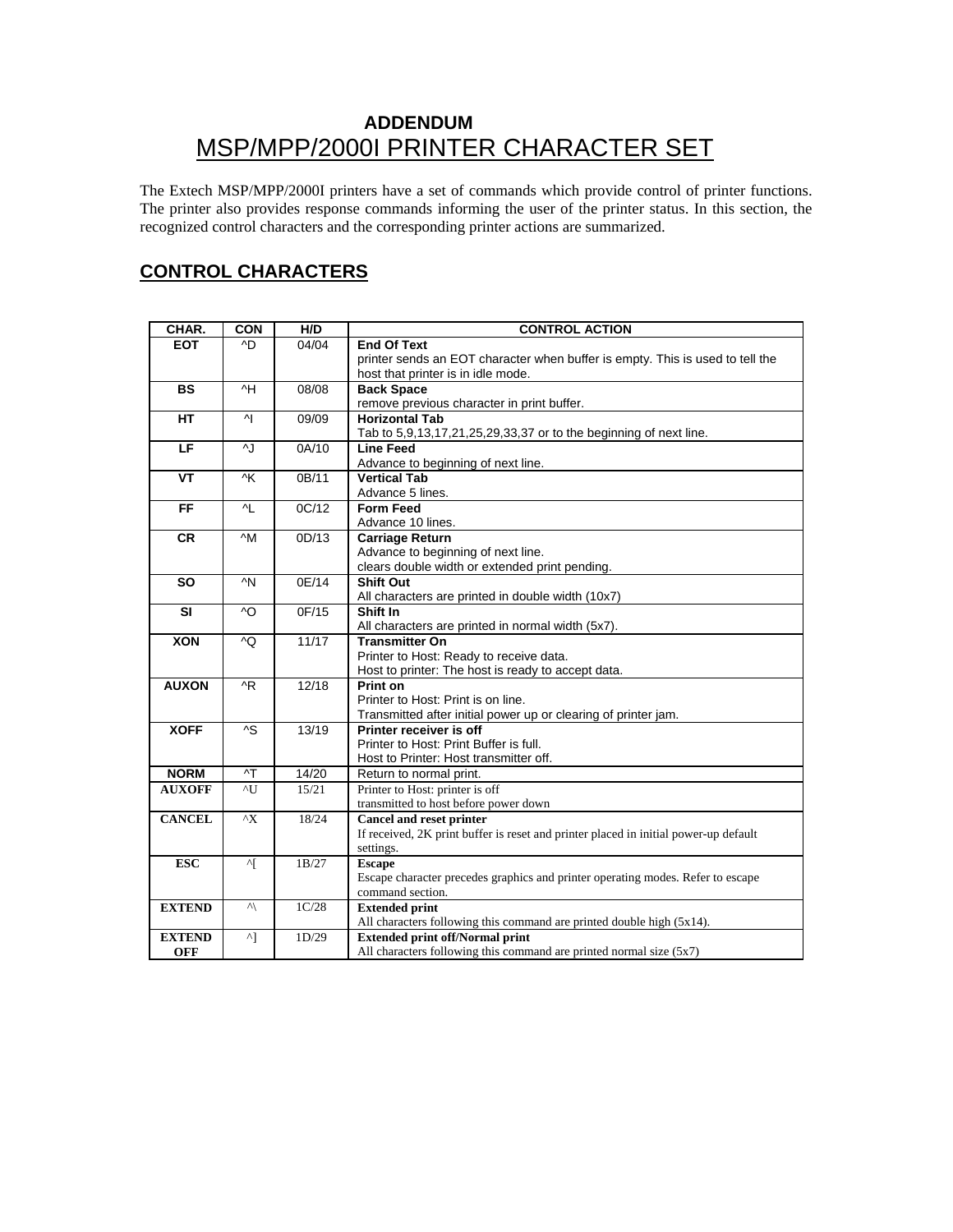**ADDENDUM**

# MSP/MPP/2000I PRINTER CHARACTER SET

The Extech MSP/MPP/2000I printers have a set of commands which provide control of printer functions. The printer also provides response commands informing the user of the printer status. In this section, the recognized control characters and the corresponding printer actions are summarized.

## CONTROL CHARACTERS

| CHAR. | CON | H/D | CONTROL ACTION |
|---|---|---|---|
| **EOT** | ^D | 04/04 | **End Of Text**<br>printer sends an EOT character when buffer is empty. This is used to tell the host that printer is in idle mode. |
| **BS** | ^H | 08/08 | **Back Space**<br>remove previous character in print buffer. |
| **HT** | ^I | 09/09 | **Horizontal Tab**<br>Tab to 5,9,13,17,21,25,29,33,37 or to the beginning of next line. |
| **LF** | ^J | 0A/10 | **Line Feed**<br>Advance to beginning of next line. |
| **VT** | ^K | 0B/11 | **Vertical Tab**<br>Advance 5 lines. |
| **FF** | ^L | 0C/12 | **Form Feed**<br>Advance 10 lines. |
| **CR** | ^M | 0D/13 | **Carriage Return**<br>Advance to beginning of next line.<br>clears double width or extended print pending. |
| **SO** | ^N | 0E/14 | **Shift Out**<br>All characters are printed in double width (10x7) |
| **SI** | ^O | 0F/15 | **Shift In**<br>All characters are printed in normal width (5x7). |
| **XON** | ^Q | 11/17 | **Transmitter On**<br>Printer to Host: Ready to receive data.<br>Host to printer: The host is ready to accept data. |
| **AUXON** | ^R | 12/18 | **Print on**<br>Printer to Host: Print is on line.<br>Transmitted after initial power up or clearing of printer jam. |
| **XOFF** | ^S | 13/19 | **Printer receiver is off**<br>Printer to Host: Print Buffer is full.<br>Host to Printer: Host transmitter off. |
| **NORM** | ^T | 14/20 | Return to normal print. |
| **AUXOFF** | ^U | 15/21 | Printer to Host: printer is off<br>transmitted to host before power down |
| **CANCEL** | ^X | 18/24 | **Cancel and reset printer**<br>If received, 2K print buffer is reset and printer placed in initial power-up default settings. |
| **ESC** | ^[ | 1B/27 | **Escape**<br>Escape character precedes graphics and printer operating modes. Refer to escape command section. |
| **EXTEND** | ^\ | 1C/28 | **Extended print**<br>All characters following this command are printed double high (5x14). |
| **EXTEND OFF** | ^] | 1D/29 | **Extended print off/Normal print**<br>All characters following this command are printed normal size (5x7) |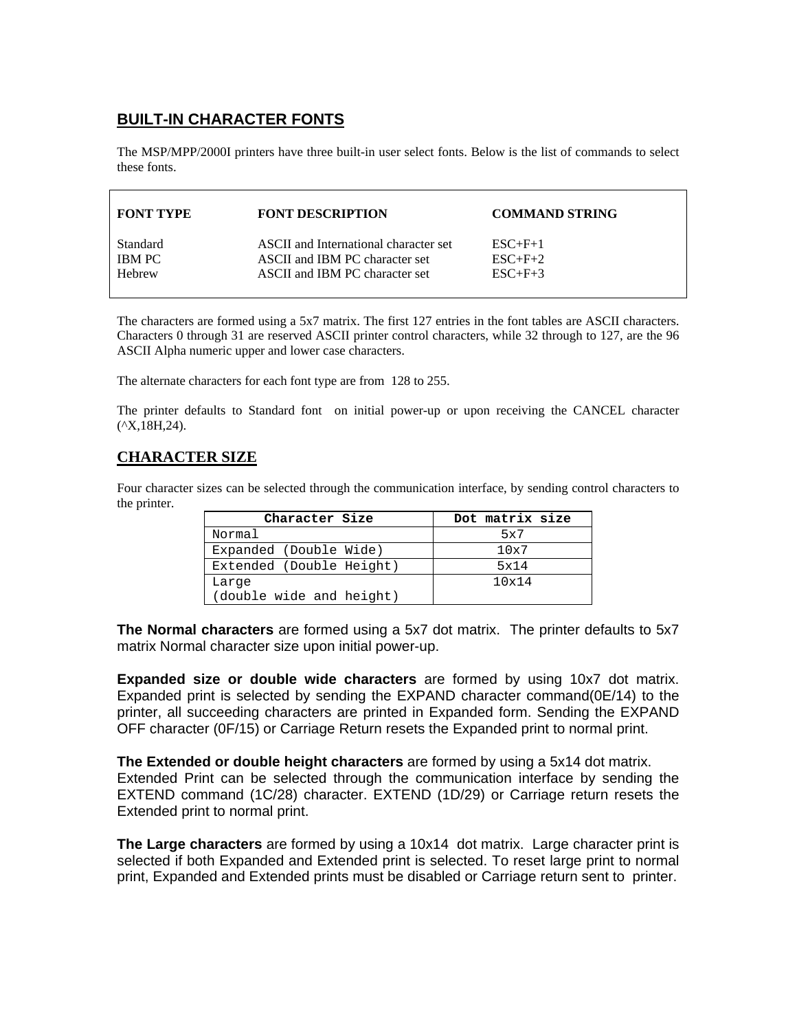## BUILT-IN CHARACTER FONTS

The MSP/MPP/2000I printers have three built-in user select fonts. Below is the list of commands to select these fonts.

| FONT TYPE | FONT DESCRIPTION | COMMAND STRING |
|---|---|---|
| Standard | ASCII and International character set | ESC+F+1 |
| IBM PC | ASCII and IBM PC character set | ESC+F+2 |
| Hebrew | ASCII and IBM PC character set | ESC+F+3 |

The characters are formed using a 5x7 matrix. The first 127 entries in the font tables are ASCII characters. Characters 0 through 31 are reserved ASCII printer control characters, while 32 through to 127, are the 96 ASCII Alpha numeric upper and lower case characters.

The alternate characters for each font type are from 128 to 255.

The printer defaults to Standard font on initial power-up or upon receiving the CANCEL character (^X,18H,24).

## CHARACTER SIZE

Four character sizes can be selected through the communication interface, by sending control characters to the printer.

| Character Size | Dot matrix size |
|---|---|
| Normal | 5x7 |
| Expanded (Double Wide) | 10x7 |
| Extended (Double Height) | 5x14 |
| Large (double wide and height) | 10x14 |

**The Normal characters** are formed using a 5x7 dot matrix. The printer defaults to 5x7 matrix Normal character size upon initial power-up.

**Expanded size or double wide characters** are formed by using 10x7 dot matrix. Expanded print is selected by sending the EXPAND character command(0E/14) to the printer, all succeeding characters are printed in Expanded form. Sending the EXPAND OFF character (0F/15) or Carriage Return resets the Expanded print to normal print.

**The Extended or double height characters** are formed by using a 5x14 dot matrix. Extended Print can be selected through the communication interface by sending the EXTEND command (1C/28) character. EXTEND (1D/29) or Carriage return resets the Extended print to normal print.

**The Large characters** are formed by using a 10x14 dot matrix. Large character print is selected if both Expanded and Extended print is selected. To reset large print to normal print, Expanded and Extended prints must be disabled or Carriage return sent to printer.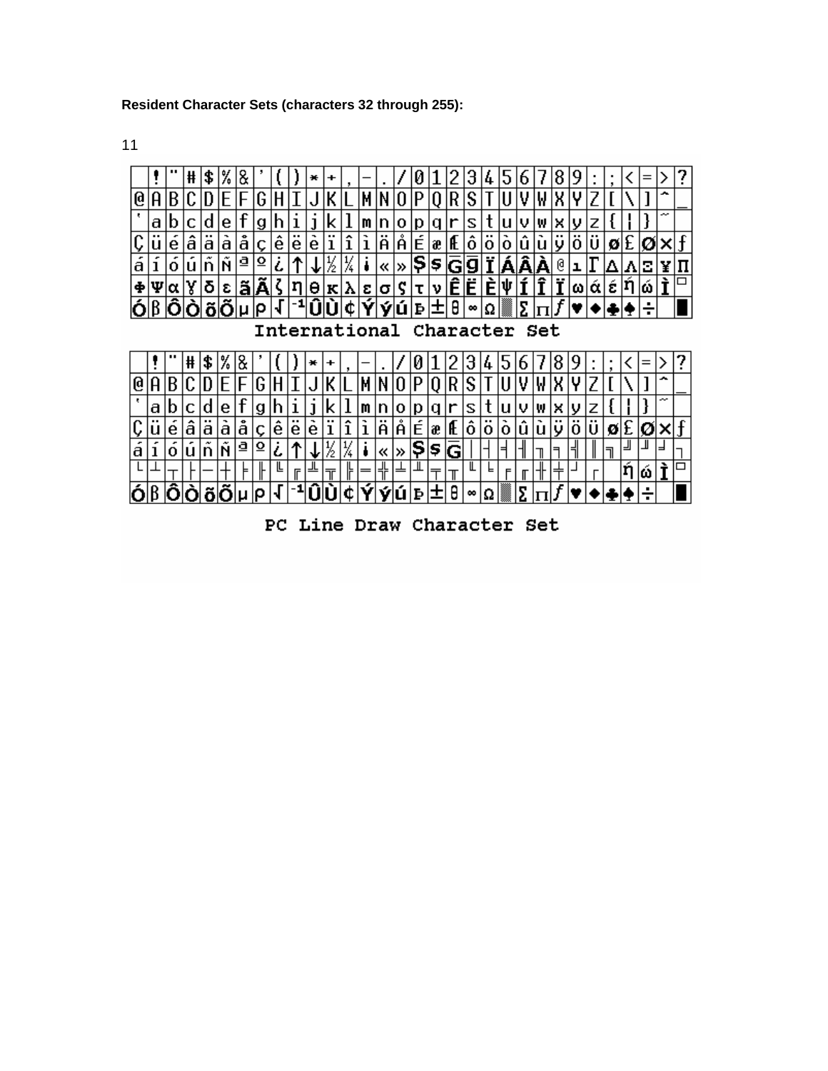**Resident Character Sets (characters 32 through 255):**

11

|  | ! | " | # | $ | % | & | ' | ( | ) | * | + | , | - | . | / | 0 | 1 | 2 | 3 | 4 | 5 | 6 | 7 | 8 | 9 | : | ; | < | = | > | ? |
|---|---|---|---|---|---|---|---|---|---|---|---|---|---|---|---|---|---|---|---|---|---|---|---|---|---|---|---|---|---|---|---|
| @ | A | B | C | D | E | F | G | H | I | J | K | L | M | N | O | P | Q | R | S | T | U | V | W | X | Y | Z | [ | \ | ] | ^ | _ |
| ` | a | b | c | d | e | f | g | h | i | j | k | l | m | n | o | p | q | r | s | t | u | v | w | x | y | z | { | ¦ | } | ~ |  |
| Ç | ü | é | â | ä | à | å | ç | ê | ë | è | ï | î | ì | Ä | Å | É | æ | Æ | ô | ö | ò | û | ù | ÿ | Ö | Ü | ø | £ | Ø | × | ƒ |
| á | í | ó | ú | ñ | Ñ | ª | º | ¿ | ↑ | ↓ | ½ | ¼ | ¡ | « | » | Ş | ş | Ḡ | ḡ | Ï | Á | Â | À | © | ı | Γ | Δ | Λ | Ξ | ¥ | Π |
| Φ | Ψ | α | ɣ | δ | ε | ã | Ã | ζ | η | θ | κ | λ | ε | σ | ς | τ | ν | Ê | Ë | È | ψ | Í | Î | Ï | ω | ά | έ | ή | ώ | Ì | ▭ |
| Ó | ß | Ô | Ò | õ | Õ | µ | ρ | √ | ⁻¹ | Û | Ù | ¢ | Ý | ý | ú | Þ | ± | θ | ∞ | Ω | ▒ | Σ | Π | ƒ | ♥ | ♦ | ♣ | ♠ | ÷ |  | █ |

International Character Set

|  | ! | " | # | $ | % | & | ' | ( | ) | * | + | , | - | . | / | 0 | 1 | 2 | 3 | 4 | 5 | 6 | 7 | 8 | 9 | : | ; | < | = | > | ? |
|---|---|---|---|---|---|---|---|---|---|---|---|---|---|---|---|---|---|---|---|---|---|---|---|---|---|---|---|---|---|---|---|
| @ | A | B | C | D | E | F | G | H | I | J | K | L | M | N | O | P | Q | R | S | T | U | V | W | X | Y | Z | [ | \ | ] | ^ | _ |
| ` | a | b | c | d | e | f | g | h | i | j | k | l | m | n | o | p | q | r | s | t | u | v | w | x | y | z | { | ¦ | } | ~ |  |
| Ç | ü | é | â | ä | à | å | ç | ê | ë | è | ï | î | ì | Ä | Å | É | æ | Æ | ô | ö | ò | û | ù | ÿ | Ö | Ü | ø | £ | Ø | × | ƒ |
| á | í | ó | ú | ñ | Ñ | ª | º | ¿ | ↑ | ↓ | ½ | ¼ | ¡ | « | » | Ş | ş | Ḡ | │ | ┤ | ╡ | ╢ | ╖ | ╕ | ╣ | ║ | ╗ | ╝ | ╜ | ╛ | ┐ |
| └ | ┴ | ┬ | ├ | ─ | ┼ | ╞ | ╟ | ╚ | ╔ | ╩ | ╦ | ╠ | ═ | ╬ | ╧ | ╨ | ╤ | ╥ | ╙ | ╘ | ╒ | ╓ | ╫ | ╪ | ┘ | ┌ |  | ή | ώ | Ì | ▭ |
| Ó | ß | Ô | Ò | õ | Õ | µ | ρ | √ | ⁻¹ | Û | Ù | ¢ | Ý | ý | ú | Þ | ± | θ | ∞ | Ω | ▒ | Σ | Π | ƒ | ♥ | ♦ | ♣ | ♠ | ÷ |  | █ |

PC Line Draw Character Set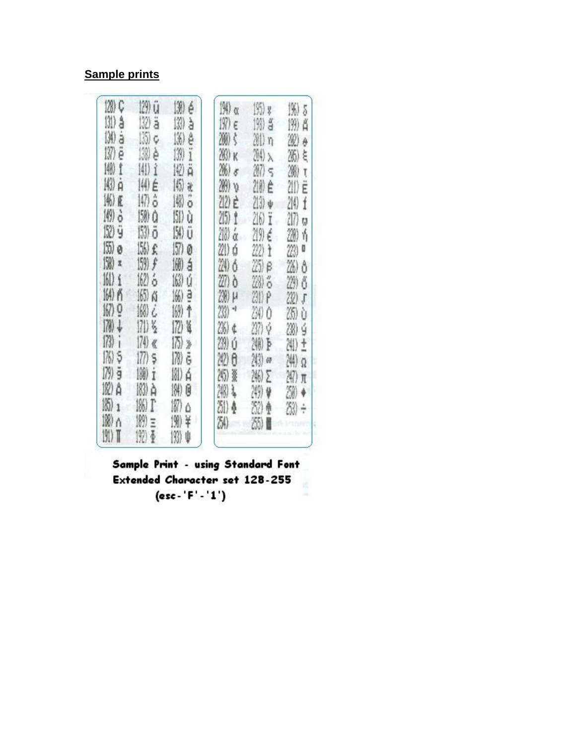## Sample prints

| | | |
|---|---|---|
| 128) Ç | 129) ü | 130) é |
| 131) â | 132) ä | 133) à |
| 134) å | 135) ç | 136) ê |
| 137) ë | 138) è | 139) ï |
| 140) î | 141) ì | 142) Ä |
| 143) Å | 144) É | 145) æ |
| 146) Æ | 147) ô | 148) ö |
| 149) ò | 150) û | 151) ù |
| 152) ÿ | 153) Ö | 154) Ü |
| 155) ø | 156) £ | 157) Ø |
| 158) × | 159) ƒ | 160) á |
| 161) í | 162) ó | 163) ú |
| 164) ñ | 165) Ñ | 166) ª |
| 167) º | 168) ¿ | 169) ↑ |
| 170) ↓ | 171) ½ | 172) ¼ |
| 173) ¡ | 174) « | 175) » |
| 176) Ş | 177) ş | 178) Ğ |
| 179) ğ | 180) İ | 181) Á |
| 182) Â | 183) À | 184) © |
| 185) ı | 186) Γ | 187) Δ |
| 188) ∩ | 189) ≡ | 190) ¥ |
| 191) Π | 192) Φ | 193) Ψ |

| | | |
|---|---|---|
| 194) α | 195) γ | 196) δ |
| 197) ε | 198) ă | 199) Ă |
| 200) ζ | 201) η | 202) θ |
| 203) κ | 204) λ | 205) ξ |
| 206) σ | 207) ς | 208) τ |
| 209) υ | 210) Ê | 211) Ë |
| 212) È | 213) ψ | 214) Í |
| 215) Î | 216) Ï | 217) ω |
| 218) ά | 219) έ | 220) ή |
| 221) ά | 222) ì | 223) ▫ |
| 224) Ó | 225) β | 226) Ô |
| 227) Ò | 228) ő | 229) Ő |
| 230) μ | 231) ρ | 232) ʃ |
| 233) ⌐ | 234) Ú | 235) Ù |
| 236) ¢ | 237) ý | 238) ý |
| 239) Ú | 240) Þ | 241) ± |
| 242) Θ | 243) ∞ | 244) Ω |
| 245) ▒ | 246) Σ | 247) π |
| 248) ♣ | 249) ♥ | 250) ♦ |
| 251) ♠ | 252) ♠ | 253) ÷ |
| 254) | 255) █ | |

**Sample Print - using Standard Font Extended Character set 128-255 (esc-'F'-'1')**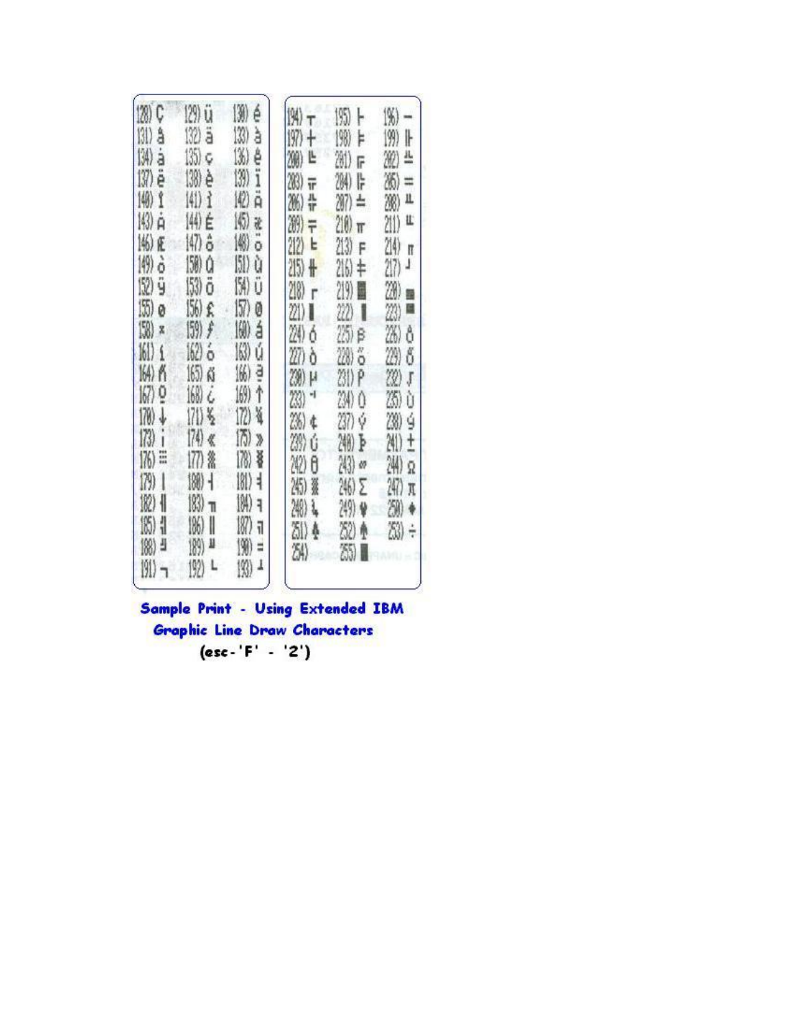| | | |
|---|---|---|
| 128) Ç | 129) ü | 130) é |
| 131) â | 132) ä | 133) à |
| 134) å | 135) ç | 136) ê |
| 137) ë | 138) è | 139) ï |
| 140) î | 141) ì | 142) Ä |
| 143) Å | 144) É | 145) æ |
| 146) Æ | 147) ô | 148) ö |
| 149) ò | 150) û | 151) ù |
| 152) ÿ | 153) Ö | 154) Ü |
| 155) ø | 156) £ | 157) Ø |
| 158) × | 159) ƒ | 160) á |
| 161) í | 162) ó | 163) ú |
| 164) ñ | 165) Ñ | 166) ª |
| 167) º | 168) ¿ | 169) ↑ |
| 170) ↓ | 171) ½ | 172) ¼ |
| 173) ¡ | 174) « | 175) » |
| 176) ░ | 177) ▒ | 178) ▓ |
| 179) │ | 180) ┤ | 181) ╡ |
| 182) ╢ | 183) ╖ | 184) ╕ |
| 185) ╣ | 186) ║ | 187) ╗ |
| 188) ╝ | 189) ╜ | 190) ╛ |
| 191) ┐ | 192) └ | 193) ┴ |

| | | |
|---|---|---|
| 194) ┬ | 195) ├ | 196) ─ |
| 197) ┼ | 198) ╞ | 199) ╟ |
| 200) ╚ | 201) ╔ | 202) ╩ |
| 203) ╦ | 204) ╠ | 205) ═ |
| 206) ╬ | 207) ╧ | 208) ╨ |
| 209) ╤ | 210) ╥ | 211) ╙ |
| 212) ╘ | 213) ╒ | 214) ╓ |
| 215) ╫ | 216) ╪ | 217) ┘ |
| 218) ┌ | 219) █ | 220) ▄ |
| 221) ▌ | 222) ▐ | 223) ▀ |
| 224) ó | 225) ß | 226) ô |
| 227) ò | 228) õ | 229) Õ |
| 230) µ | 231) þ | 232) Þ |
| 233) ┤ | 234) Û | 235) Ù |
| 236) ¢ | 237) ý | 238) ý |
| 239) Ú | 240) Þ | 241) ± |
| 242) θ | 243) ∞ | 244) Ω |
| 245) ▒ | 246) Σ | 247) π |
| 248) ↳ | 249) ♥ | 250) ♦ |
| 251) ♣ | 252) ♠ | 253) ÷ |
| 254) | 255) █ | |

**Sample Print - Using Extended IBM Graphic Line Draw Characters**

**(esc-'F' - '2')**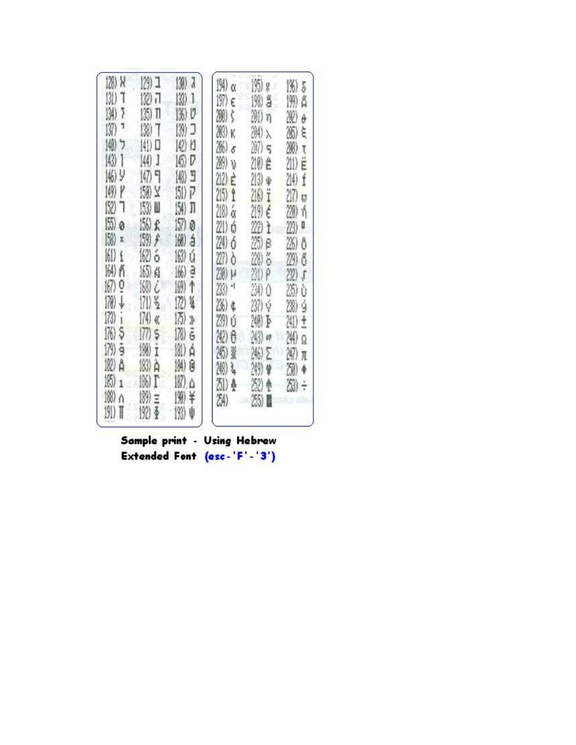| | | |
|---|---|---|
| 128) א | 129) ב | 130) ג |
| 131) ד | 132) ה | 133) ו |
| 134) ז | 135) ח | 136) ט |
| 137) י | 138) ך | 139) כ |
| 140) ל | 141) ם | 142) מ |
| 143) ן | 144) נ | 145) ס |
| 146) ע | 147) ף | 148) פ |
| 149) ץ | 150) צ | 151) ק |
| 152) ר | 153) ש | 154) ת |
| 155) ø | 156) £ | 157) Ø |
| 158) × | 159) ƒ | 160) á |
| 161) ı | 162) ó | 163) ú |
| 164) ñ | 165) Ñ | 166) ª |
| 167) º | 168) ¿ | 169) ↑ |
| 170) ↓ | 171) ½ | 172) ¼ |
| 173) ¡ | 174) « | 175) » |
| 176) Ş | 177) ş | 178) Ğ |
| 179) ğ | 180) İ | 181) Á |
| 182) Â | 183) À | 184) © |
| 185) ı | 186) Γ | 187) Δ |
| 188) ∩ | 189) Ξ | 190) ¥ |
| 191) Π | 192) Φ | 193) Ψ |
| 194) α | 195) ¥ | 196) δ |
| 197) ε | 198) ã | 199) Ã |
| 200) ζ | 201) η | 202) θ |
| 203) κ | 204) λ | 205) ξ |
| 206) σ | 207) ς | 208) τ |
| 209) υ | 210) Ê | 211) Ë |
| 212) È | 213) ψ | 214) Í |
| 215) Î | 216) Ï | 217) ω |
| 218) ά | 219) έ | 220) ή |
| 221) ώ | 222) Ì | 223) ▀ |
| 224) Ó | 225) β | 226) Ô |
| 227) Ò | 228) õ | 229) Õ |
| 230) µ | 231) ρ | 232) ʃ |
| 233) ˉ | 234) Ú | 235) Ù |
| 236) ¢ | 237) ý | 238) ý |
| 239) Ú | 240) Þ | 241) ± |
| 242) Θ | 243) ∞ | 244) Ω |
| 245) ▒ | 246) Σ | 247) π |
| 248) ¾ | 249) ♥ | 250) ♦ |
| 251) ♣ | 252) ♠ | 253) ÷ |
| 254) | 255) █ | |

**Sample print - Using Hebrew Extended Font (esc-'F'-'3')**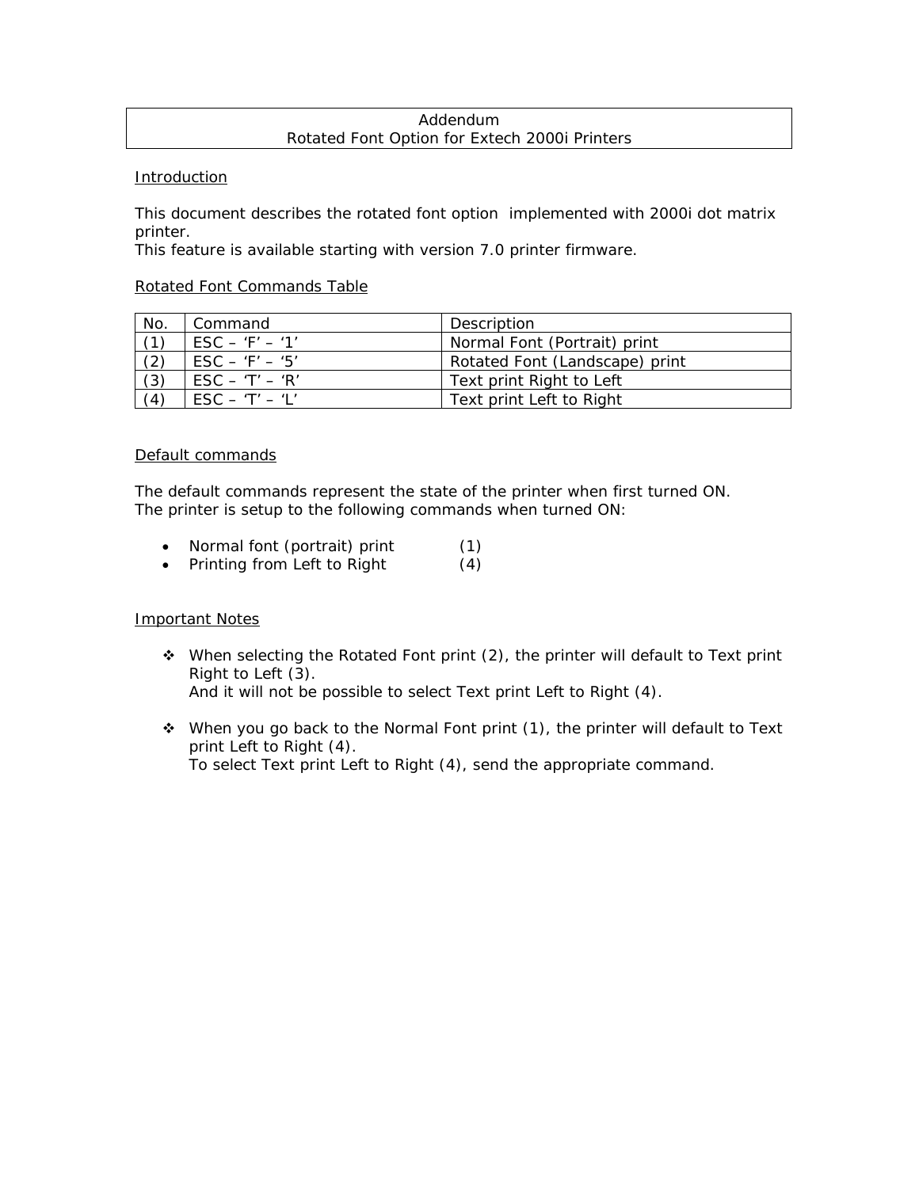# Addendum
# Rotated Font Option for Extech 2000i Printers

## Introduction

This document describes the rotated font option implemented with 2000i dot matrix printer.
This feature is available starting with version 7.0 printer firmware.

## Rotated Font Commands Table

| No. | Command | Description |
|---|---|---|
| (1) | ESC – ‘F’ – ‘1’ | Normal Font (Portrait) print |
| (2) | ESC – ‘F’ – ‘5’ | Rotated Font (Landscape) print |
| (3) | ESC – ‘T’ – ‘R’ | Text print Right to Left |
| (4) | ESC – ‘T’ – ‘L’ | Text print Left to Right |

## Default commands

The default commands represent the state of the printer when first turned ON.
The printer is setup to the following commands when turned ON:

- Normal font (portrait) print (1)
- Printing from Left to Right (4)

## Important Notes

- When selecting the Rotated Font print (2), the printer will default to Text print Right to Left (3).
  And it will not be possible to select Text print Left to Right (4).

- When you go back to the Normal Font print (1), the printer will default to Text print Left to Right (4).
  To select Text print Left to Right (4), send the appropriate command.